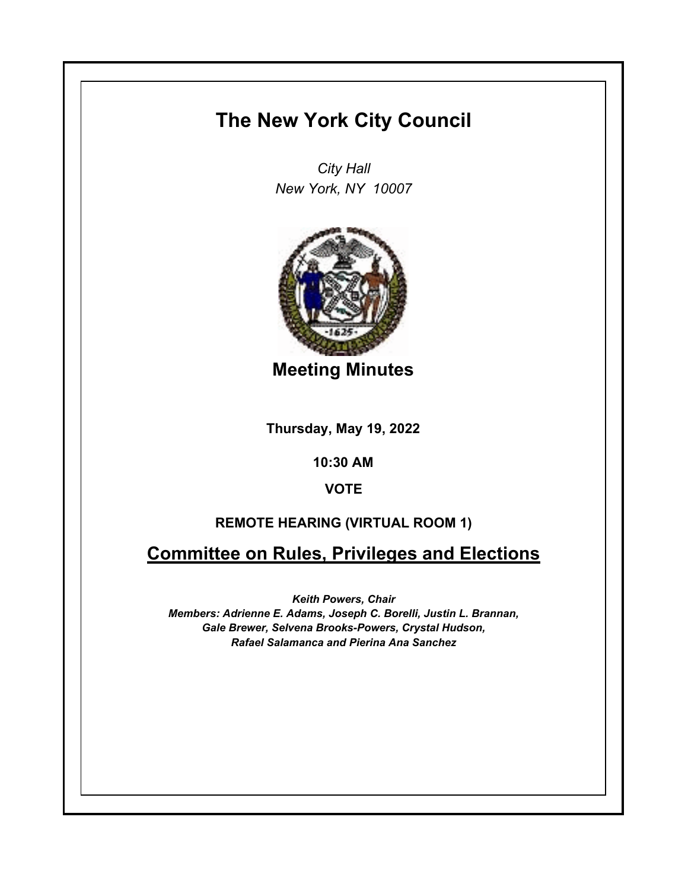# The New York City Council

*City Hall*
*New York, NY 10007*

## Meeting Minutes

**Thursday, May 19, 2022**

**10:30 AM**

**VOTE**

**REMOTE HEARING (VIRTUAL ROOM 1)**

## Committee on Rules, Privileges and Elections

***Keith Powers, Chair***
***Members: Adrienne E. Adams, Joseph C. Borelli, Justin L. Brannan, Gale Brewer, Selvena Brooks-Powers, Crystal Hudson, Rafael Salamanca and Pierina Ana Sanchez***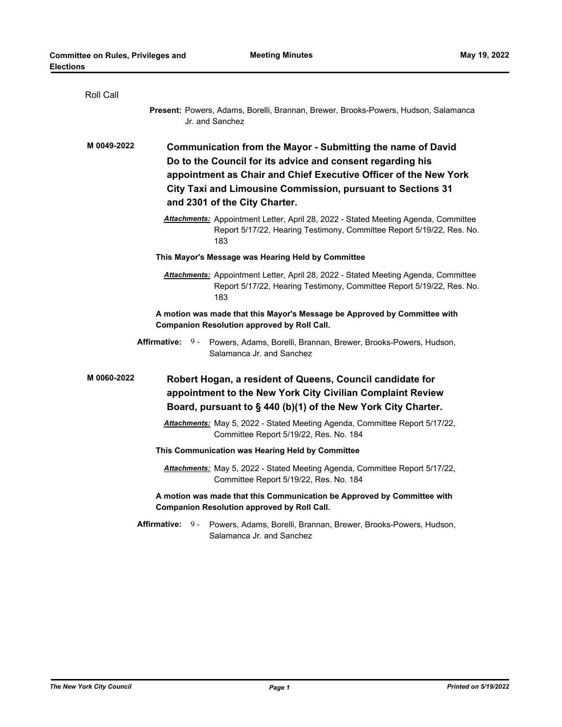Roll Call

**Present:** Powers, Adams, Borelli, Brannan, Brewer, Brooks-Powers, Hudson, Salamanca Jr. and Sanchez

**M 0049-2022** **Communication from the Mayor - Submitting the name of David Do to the Council for its advice and consent regarding his appointment as Chair and Chief Executive Officer of the New York City Taxi and Limousine Commission, pursuant to Sections 31 and 2301 of the City Charter.**

***Attachments:*** Appointment Letter, April 28, 2022 - Stated Meeting Agenda, Committee Report 5/17/22, Hearing Testimony, Committee Report 5/19/22, Res. No. 183

**This Mayor's Message was Hearing Held by Committee**

***Attachments:*** Appointment Letter, April 28, 2022 - Stated Meeting Agenda, Committee Report 5/17/22, Hearing Testimony, Committee Report 5/19/22, Res. No. 183

**A motion was made that this Mayor's Message be Approved by Committee with Companion Resolution approved by Roll Call.**

**Affirmative:** 9 - Powers, Adams, Borelli, Brannan, Brewer, Brooks-Powers, Hudson, Salamanca Jr. and Sanchez

**M 0060-2022** **Robert Hogan, a resident of Queens, Council candidate for appointment to the New York City Civilian Complaint Review Board, pursuant to § 440 (b)(1) of the New York City Charter.**

***Attachments:*** May 5, 2022 - Stated Meeting Agenda, Committee Report 5/17/22, Committee Report 5/19/22, Res. No. 184

**This Communication was Hearing Held by Committee**

***Attachments:*** May 5, 2022 - Stated Meeting Agenda, Committee Report 5/17/22, Committee Report 5/19/22, Res. No. 184

**A motion was made that this Communication be Approved by Committee with Companion Resolution approved by Roll Call.**

**Affirmative:** 9 - Powers, Adams, Borelli, Brannan, Brewer, Brooks-Powers, Hudson, Salamanca Jr. and Sanchez